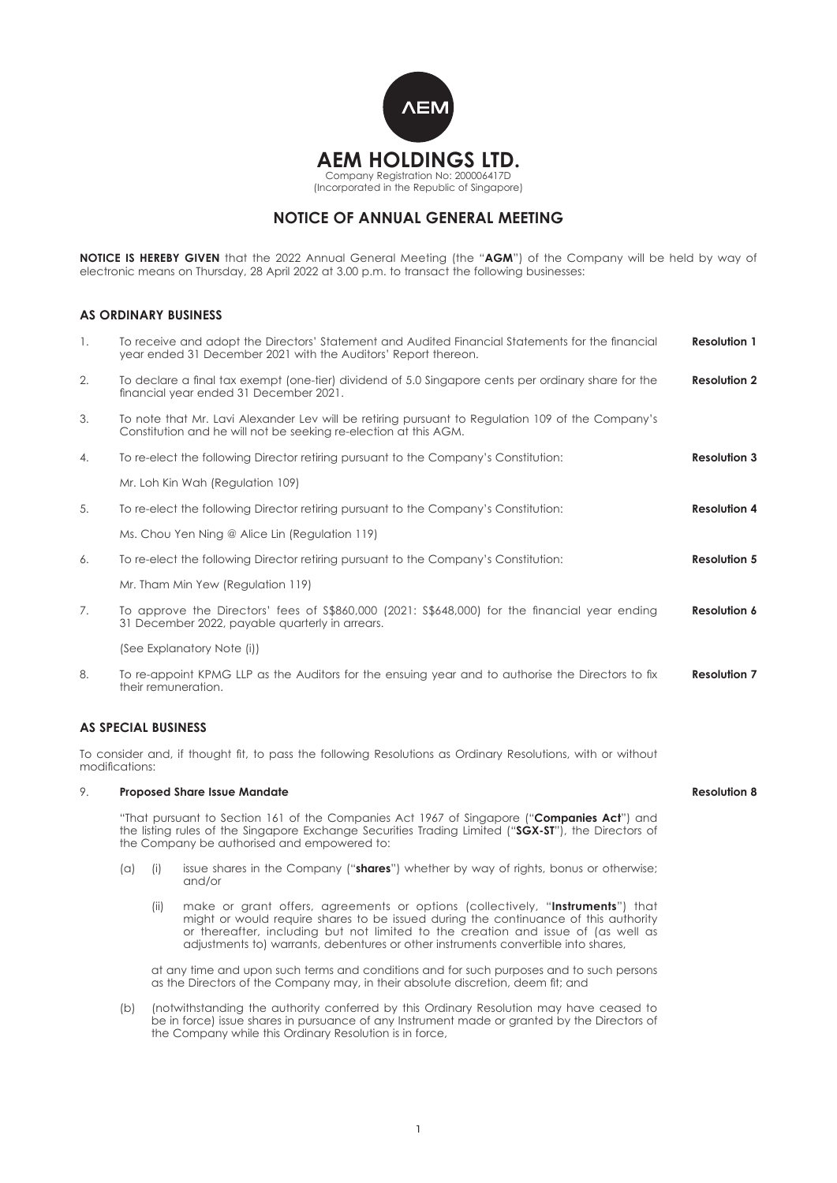# AEM HOLDINGS LTD.

Company Registration No: 200006417D
(Incorporated in the Republic of Singapore)

## NOTICE OF ANNUAL GENERAL MEETING

**NOTICE IS HEREBY GIVEN** that the 2022 Annual General Meeting (the "**AGM**") of the Company will be held by way of electronic means on Thursday, 28 April 2022 at 3.00 p.m. to transact the following businesses:

### AS ORDINARY BUSINESS

1. To receive and adopt the Directors' Statement and Audited Financial Statements for the financial year ended 31 December 2021 with the Auditors' Report thereon. **Resolution 1**

2. To declare a final tax exempt (one-tier) dividend of 5.0 Singapore cents per ordinary share for the financial year ended 31 December 2021. **Resolution 2**

3. To note that Mr. Lavi Alexander Lev will be retiring pursuant to Regulation 109 of the Company's Constitution and he will not be seeking re-election at this AGM.

4. To re-elect the following Director retiring pursuant to the Company's Constitution: **Resolution 3**

   Mr. Loh Kin Wah (Regulation 109)

5. To re-elect the following Director retiring pursuant to the Company's Constitution: **Resolution 4**

   Ms. Chou Yen Ning @ Alice Lin (Regulation 119)

6. To re-elect the following Director retiring pursuant to the Company's Constitution: **Resolution 5**

   Mr. Tham Min Yew (Regulation 119)

7. To approve the Directors' fees of S$860,000 (2021: S$648,000) for the financial year ending 31 December 2022, payable quarterly in arrears. **Resolution 6**

   (See Explanatory Note (i))

8. To re-appoint KPMG LLP as the Auditors for the ensuing year and to authorise the Directors to fix their remuneration. **Resolution 7**

### AS SPECIAL BUSINESS

To consider and, if thought fit, to pass the following Resolutions as Ordinary Resolutions, with or without modifications:

9. **Proposed Share Issue Mandate** **Resolution 8**

   "That pursuant to Section 161 of the Companies Act 1967 of Singapore ("**Companies Act**") and the listing rules of the Singapore Exchange Securities Trading Limited ("**SGX-ST**"), the Directors of the Company be authorised and empowered to:

   (a) (i) issue shares in the Company ("**shares**") whether by way of rights, bonus or otherwise; and/or

   (ii) make or grant offers, agreements or options (collectively, "**Instruments**") that might or would require shares to be issued during the continuance of this authority or thereafter, including but not limited to the creation and issue of (as well as adjustments to) warrants, debentures or other instruments convertible into shares,

   at any time and upon such terms and conditions and for such purposes and to such persons as the Directors of the Company may, in their absolute discretion, deem fit; and

   (b) (notwithstanding the authority conferred by this Ordinary Resolution may have ceased to be in force) issue shares in pursuance of any Instrument made or granted by the Directors of the Company while this Ordinary Resolution is in force,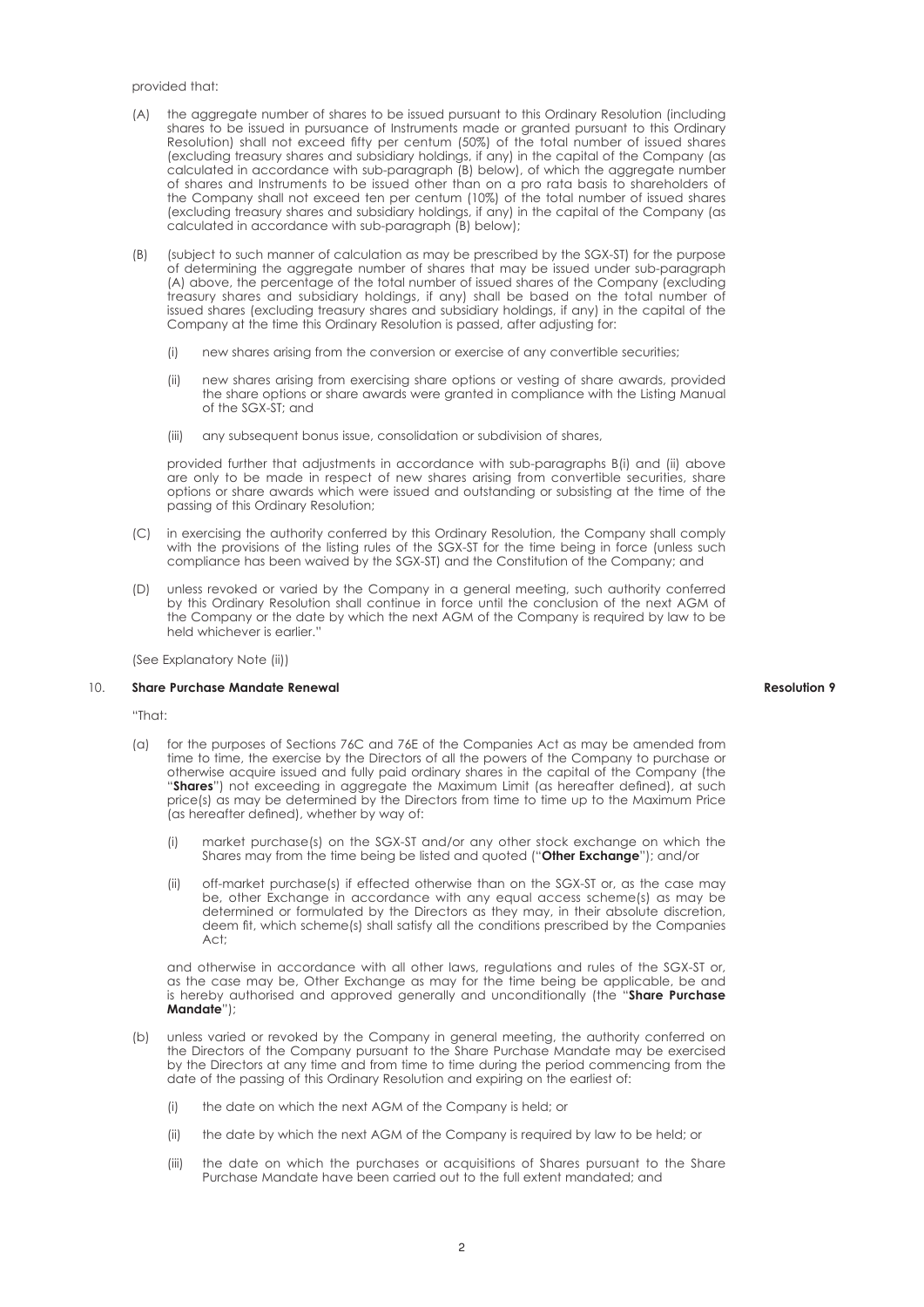provided that:

(A) the aggregate number of shares to be issued pursuant to this Ordinary Resolution (including shares to be issued in pursuance of Instruments made or granted pursuant to this Ordinary Resolution) shall not exceed fifty per centum (50%) of the total number of issued shares (excluding treasury shares and subsidiary holdings, if any) in the capital of the Company (as calculated in accordance with sub-paragraph (B) below), of which the aggregate number of shares and Instruments to be issued other than on a pro rata basis to shareholders of the Company shall not exceed ten per centum (10%) of the total number of issued shares (excluding treasury shares and subsidiary holdings, if any) in the capital of the Company (as calculated in accordance with sub-paragraph (B) below);

(B) (subject to such manner of calculation as may be prescribed by the SGX-ST) for the purpose of determining the aggregate number of shares that may be issued under sub-paragraph (A) above, the percentage of the total number of issued shares of the Company (excluding treasury shares and subsidiary holdings, if any) shall be based on the total number of issued shares (excluding treasury shares and subsidiary holdings, if any) in the capital of the Company at the time this Ordinary Resolution is passed, after adjusting for:

   (i) new shares arising from the conversion or exercise of any convertible securities;

   (ii) new shares arising from exercising share options or vesting of share awards, provided the share options or share awards were granted in compliance with the Listing Manual of the SGX-ST; and

   (iii) any subsequent bonus issue, consolidation or subdivision of shares,

   provided further that adjustments in accordance with sub-paragraphs B(i) and (ii) above are only to be made in respect of new shares arising from convertible securities, share options or share awards which were issued and outstanding or subsisting at the time of the passing of this Ordinary Resolution;

(C) in exercising the authority conferred by this Ordinary Resolution, the Company shall comply with the provisions of the listing rules of the SGX-ST for the time being in force (unless such compliance has been waived by the SGX-ST) and the Constitution of the Company; and

(D) unless revoked or varied by the Company in a general meeting, such authority conferred by this Ordinary Resolution shall continue in force until the conclusion of the next AGM of the Company or the date by which the next AGM of the Company is required by law to be held whichever is earlier."

(See Explanatory Note (ii))

10. **Share Purchase Mandate Renewal** **Resolution 9**

"That:

(a) for the purposes of Sections 76C and 76E of the Companies Act as may be amended from time to time, the exercise by the Directors of all the powers of the Company to purchase or otherwise acquire issued and fully paid ordinary shares in the capital of the Company (the "**Shares**") not exceeding in aggregate the Maximum Limit (as hereafter defined), at such price(s) as may be determined by the Directors from time to time up to the Maximum Price (as hereafter defined), whether by way of:

   (i) market purchase(s) on the SGX-ST and/or any other stock exchange on which the Shares may from the time being be listed and quoted ("**Other Exchange**"); and/or

   (ii) off-market purchase(s) if effected otherwise than on the SGX-ST or, as the case may be, other Exchange in accordance with any equal access scheme(s) as may be determined or formulated by the Directors as they may, in their absolute discretion, deem fit, which scheme(s) shall satisfy all the conditions prescribed by the Companies Act;

   and otherwise in accordance with all other laws, regulations and rules of the SGX-ST or, as the case may be, Other Exchange as may for the time being be applicable, be and is hereby authorised and approved generally and unconditionally (the "**Share Purchase Mandate**");

(b) unless varied or revoked by the Company in general meeting, the authority conferred on the Directors of the Company pursuant to the Share Purchase Mandate may be exercised by the Directors at any time and from time to time during the period commencing from the date of the passing of this Ordinary Resolution and expiring on the earliest of:

   (i) the date on which the next AGM of the Company is held; or

   (ii) the date by which the next AGM of the Company is required by law to be held; or

   (iii) the date on which the purchases or acquisitions of Shares pursuant to the Share Purchase Mandate have been carried out to the full extent mandated; and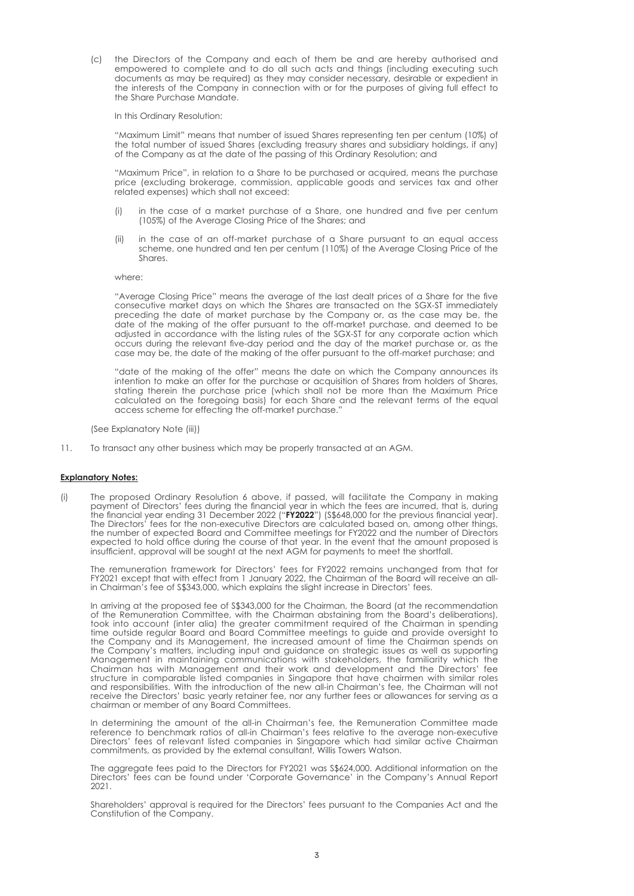(c) the Directors of the Company and each of them be and are hereby authorised and empowered to complete and to do all such acts and things (including executing such documents as may be required) as they may consider necessary, desirable or expedient in the interests of the Company in connection with or for the purposes of giving full effect to the Share Purchase Mandate.

In this Ordinary Resolution:

"Maximum Limit" means that number of issued Shares representing ten per centum (10%) of the total number of issued Shares (excluding treasury shares and subsidiary holdings, if any) of the Company as at the date of the passing of this Ordinary Resolution; and

"Maximum Price", in relation to a Share to be purchased or acquired, means the purchase price (excluding brokerage, commission, applicable goods and services tax and other related expenses) which shall not exceed:

(i) in the case of a market purchase of a Share, one hundred and five per centum (105%) of the Average Closing Price of the Shares; and

(ii) in the case of an off-market purchase of a Share pursuant to an equal access scheme, one hundred and ten per centum (110%) of the Average Closing Price of the Shares.

where:

"Average Closing Price" means the average of the last dealt prices of a Share for the five consecutive market days on which the Shares are transacted on the SGX-ST immediately preceding the date of market purchase by the Company or, as the case may be, the date of the making of the offer pursuant to the off-market purchase, and deemed to be adjusted in accordance with the listing rules of the SGX-ST for any corporate action which occurs during the relevant five-day period and the day of the market purchase or, as the case may be, the date of the making of the offer pursuant to the off-market purchase; and

"date of the making of the offer" means the date on which the Company announces its intention to make an offer for the purchase or acquisition of Shares from holders of Shares, stating therein the purchase price (which shall not be more than the Maximum Price calculated on the foregoing basis) for each Share and the relevant terms of the equal access scheme for effecting the off-market purchase."

(See Explanatory Note (iii))

11. To transact any other business which may be properly transacted at an AGM.

**Explanatory Notes:**

(i) The proposed Ordinary Resolution 6 above, if passed, will facilitate the Company in making payment of Directors' fees during the financial year in which the fees are incurred, that is, during the financial year ending 31 December 2022 ("**FY2022**") (S$648,000 for the previous financial year). The Directors' fees for the non-executive Directors are calculated based on, among other things, the number of expected Board and Committee meetings for FY2022 and the number of Directors expected to hold office during the course of that year. In the event that the amount proposed is insufficient, approval will be sought at the next AGM for payments to meet the shortfall.

The remuneration framework for Directors' fees for FY2022 remains unchanged from that for FY2021 except that with effect from 1 January 2022, the Chairman of the Board will receive an all-in Chairman's fee of S$343,000, which explains the slight increase in Directors' fees.

In arriving at the proposed fee of S$343,000 for the Chairman, the Board (at the recommendation of the Remuneration Committee, with the Chairman abstaining from the Board's deliberations), took into account (inter alia) the greater commitment required of the Chairman in spending time outside regular Board and Board Committee meetings to guide and provide oversight to the Company and its Management, the increased amount of time the Chairman spends on the Company's matters, including input and guidance on strategic issues as well as supporting Management in maintaining communications with stakeholders, the familiarity which the Chairman has with Management and their work and development and the Directors' fee structure in comparable listed companies in Singapore that have chairmen with similar roles and responsibilities. With the introduction of the new all-in Chairman's fee, the Chairman will not receive the Directors' basic yearly retainer fee, nor any further fees or allowances for serving as a chairman or member of any Board Committees.

In determining the amount of the all-in Chairman's fee, the Remuneration Committee made reference to benchmark ratios of all-in Chairman's fees relative to the average non-executive Directors' fees of relevant listed companies in Singapore which had similar active Chairman commitments, as provided by the external consultant, Willis Towers Watson.

The aggregate fees paid to the Directors for FY2021 was S$624,000. Additional information on the Directors' fees can be found under 'Corporate Governance' in the Company's Annual Report 2021.

Shareholders' approval is required for the Directors' fees pursuant to the Companies Act and the Constitution of the Company.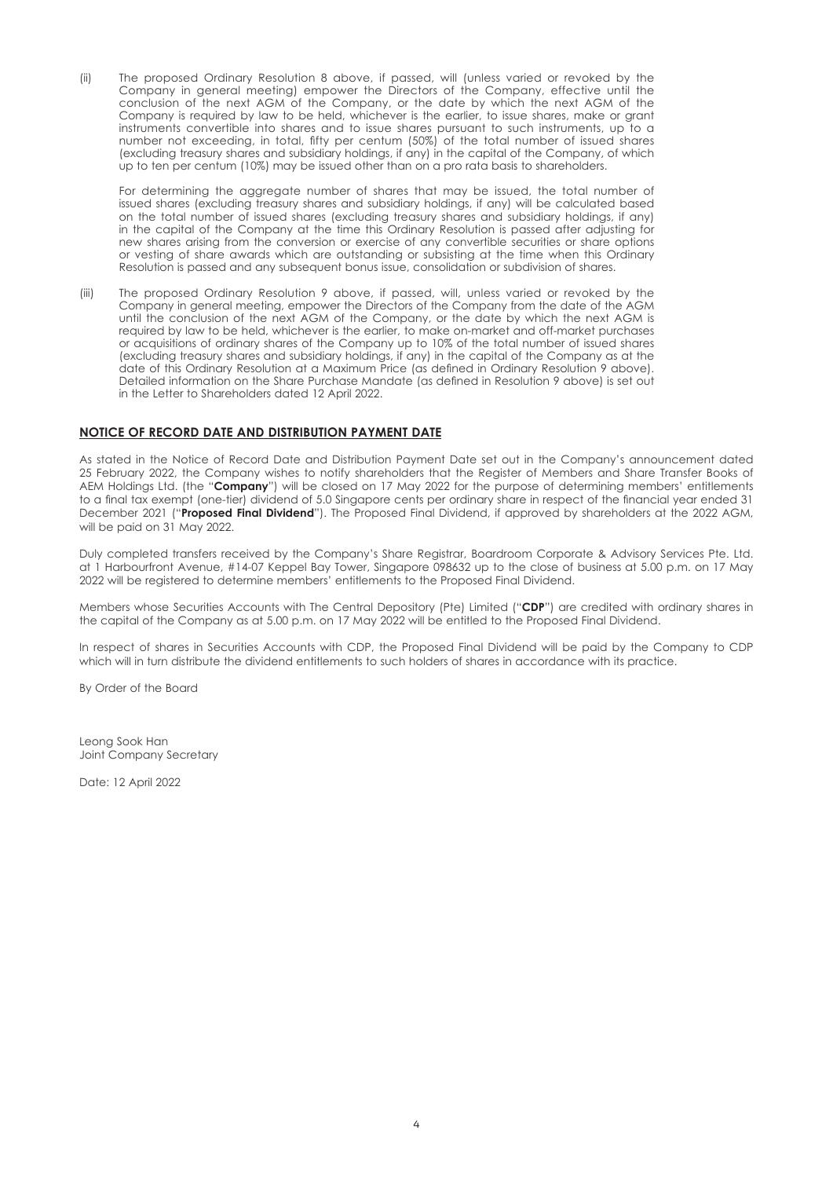(ii) The proposed Ordinary Resolution 8 above, if passed, will (unless varied or revoked by the Company in general meeting) empower the Directors of the Company, effective until the conclusion of the next AGM of the Company, or the date by which the next AGM of the Company is required by law to be held, whichever is the earlier, to issue shares, make or grant instruments convertible into shares and to issue shares pursuant to such instruments, up to a number not exceeding, in total, fifty per centum (50%) of the total number of issued shares (excluding treasury shares and subsidiary holdings, if any) in the capital of the Company, of which up to ten per centum (10%) may be issued other than on a pro rata basis to shareholders.

For determining the aggregate number of shares that may be issued, the total number of issued shares (excluding treasury shares and subsidiary holdings, if any) will be calculated based on the total number of issued shares (excluding treasury shares and subsidiary holdings, if any) in the capital of the Company at the time this Ordinary Resolution is passed after adjusting for new shares arising from the conversion or exercise of any convertible securities or share options or vesting of share awards which are outstanding or subsisting at the time when this Ordinary Resolution is passed and any subsequent bonus issue, consolidation or subdivision of shares.

(iii) The proposed Ordinary Resolution 9 above, if passed, will, unless varied or revoked by the Company in general meeting, empower the Directors of the Company from the date of the AGM until the conclusion of the next AGM of the Company, or the date by which the next AGM is required by law to be held, whichever is the earlier, to make on-market and off-market purchases or acquisitions of ordinary shares of the Company up to 10% of the total number of issued shares (excluding treasury shares and subsidiary holdings, if any) in the capital of the Company as at the date of this Ordinary Resolution at a Maximum Price (as defined in Ordinary Resolution 9 above). Detailed information on the Share Purchase Mandate (as defined in Resolution 9 above) is set out in the Letter to Shareholders dated 12 April 2022.

## NOTICE OF RECORD DATE AND DISTRIBUTION PAYMENT DATE

As stated in the Notice of Record Date and Distribution Payment Date set out in the Company's announcement dated 25 February 2022, the Company wishes to notify shareholders that the Register of Members and Share Transfer Books of AEM Holdings Ltd. (the "**Company**") will be closed on 17 May 2022 for the purpose of determining members' entitlements to a final tax exempt (one-tier) dividend of 5.0 Singapore cents per ordinary share in respect of the financial year ended 31 December 2021 ("**Proposed Final Dividend**"). The Proposed Final Dividend, if approved by shareholders at the 2022 AGM, will be paid on 31 May 2022.

Duly completed transfers received by the Company's Share Registrar, Boardroom Corporate & Advisory Services Pte. Ltd. at 1 Harbourfront Avenue, #14-07 Keppel Bay Tower, Singapore 098632 up to the close of business at 5.00 p.m. on 17 May 2022 will be registered to determine members' entitlements to the Proposed Final Dividend.

Members whose Securities Accounts with The Central Depository (Pte) Limited ("**CDP**") are credited with ordinary shares in the capital of the Company as at 5.00 p.m. on 17 May 2022 will be entitled to the Proposed Final Dividend.

In respect of shares in Securities Accounts with CDP, the Proposed Final Dividend will be paid by the Company to CDP which will in turn distribute the dividend entitlements to such holders of shares in accordance with its practice.

By Order of the Board

Leong Sook Han
Joint Company Secretary

Date: 12 April 2022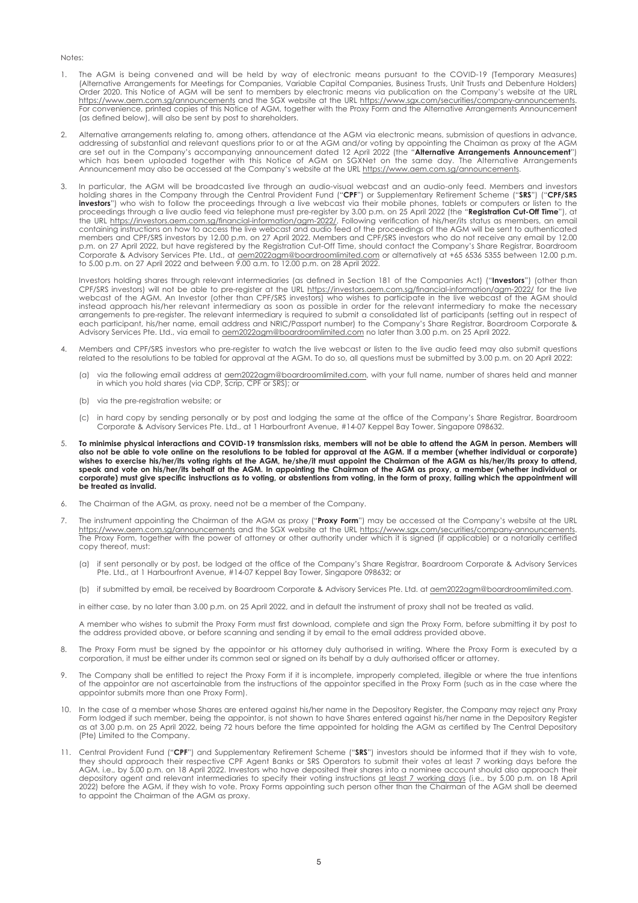Notes:

1. The AGM is being convened and will be held by way of electronic means pursuant to the COVID-19 (Temporary Measures) (Alternative Arrangements for Meetings for Companies, Variable Capital Companies, Business Trusts, Unit Trusts and Debenture Holders) Order 2020. This Notice of AGM will be sent to members by electronic means via publication on the Company's website at the URL https://www.aem.com.sg/announcements and the SGX website at the URL https://www.sgx.com/securities/company-announcements. For convenience, printed copies of this Notice of AGM, together with the Proxy Form and the Alternative Arrangements Announcement (as defined below), will also be sent by post to shareholders.

2. Alternative arrangements relating to, among others, attendance at the AGM via electronic means, submission of questions in advance, addressing of substantial and relevant questions prior to or at the AGM and/or voting by appointing the Chaiman as proxy at the AGM are set out in the Company's accompanying announcement dated 12 April 2022 (the "**Alternative Arrangements Announcement**") which has been uploaded together with this Notice of AGM on SGXNet on the same day. The Alternative Arrangements Announcement may also be accessed at the Company's website at the URL https://www.aem.com.sg/announcements.

3. In particular, the AGM will be broadcasted live through an audio-visual webcast and an audio-only feed. Members and investors holding shares in the Company through the Central Provident Fund ("**CPF**") or Supplementary Retirement Scheme ("**SRS**") ("**CPF/SRS investors**") who wish to follow the proceedings through a live webcast via their mobile phones, tablets or computers or listen to the proceedings through a live audio feed via telephone must pre-register by 3.00 p.m. on 25 April 2022 (the "**Registration Cut-Off Time**"), at the URL https://investors.aem.com.sg/financial-information/agm-2022/. Following verification of his/her/its status as members, an email containing instructions on how to access the live webcast and audio feed of the proceedings of the AGM will be sent to authenticated members and CPF/SRS investors by 12.00 p.m. on 27 April 2022. Members and CPF/SRS investors who do not receive any email by 12.00 p.m. on 27 April 2022, but have registered by the Registration Cut-Off Time, should contact the Company's Share Registrar, Boardroom Corporate & Advisory Services Pte. Ltd., at aem2022agm@boardroomlimited.com or alternatively at +65 6536 5355 between 12.00 p.m. to 5.00 p.m. on 27 April 2022 and between 9.00 a.m. to 12.00 p.m. on 28 April 2022.

   Investors holding shares through relevant intermediaries (as defined in Section 181 of the Companies Act) ("**Investors**") (other than CPF/SRS investors) will not be able to pre-register at the URL https://investors.aem.com.sg/financial-information/agm-2022/ for the live webcast of the AGM. An Investor (other than CPF/SRS investors) who wishes to participate in the live webcast of the AGM should instead approach his/her relevant intermediary as soon as possible in order for the relevant intermediary to make the necessary arrangements to pre-register. The relevant intermediary is required to submit a consolidated list of participants (setting out in respect of each participant, his/her name, email address and NRIC/Passport number) to the Company's Share Registrar, Boardroom Corporate & Advisory Services Pte. Ltd., via email to aem2022agm@boardroomlimited.com no later than 3.00 p.m. on 25 April 2022.

4. Members and CPF/SRS investors who pre-register to watch the live webcast or listen to the live audio feed may also submit questions related to the resolutions to be tabled for approval at the AGM. To do so, all questions must be submitted by 3.00 p.m. on 20 April 2022:

   (a) via the following email address at aem2022agm@boardroomlimited.com, with your full name, number of shares held and manner in which you hold shares (via CDP, Scrip, CPF or SRS); or

   (b) via the pre-registration website; or

   (c) in hard copy by sending personally or by post and lodging the same at the office of the Company's Share Registrar, Boardroom Corporate & Advisory Services Pte. Ltd., at 1 Harbourfront Avenue, #14-07 Keppel Bay Tower, Singapore 098632.

5. **To minimise physical interactions and COVID-19 transmission risks, members will not be able to attend the AGM in person. Members will also not be able to vote online on the resolutions to be tabled for approval at the AGM. If a member (whether individual or corporate) wishes to exercise his/her/its voting rights at the AGM, he/she/it must appoint the Chairman of the AGM as his/her/its proxy to attend, speak and vote on his/her/its behalf at the AGM. In appointing the Chairman of the AGM as proxy, a member (whether individual or corporate) must give specific instructions as to voting, or abstentions from voting, in the form of proxy, failing which the appointment will be treated as invalid.**

6. The Chairman of the AGM, as proxy, need not be a member of the Company.

7. The instrument appointing the Chairman of the AGM as proxy ("**Proxy Form**") may be accessed at the Company's website at the URL https://www.aem.com.sg/announcements and the SGX website at the URL https://www.sgx.com/securities/company-announcements. The Proxy Form, together with the power of attorney or other authority under which it is signed (if applicable) or a notarially certified copy thereof, must:

   (a) if sent personally or by post, be lodged at the office of the Company's Share Registrar, Boardroom Corporate & Advisory Services Pte. Ltd., at 1 Harbourfront Avenue, #14-07 Keppel Bay Tower, Singapore 098632; or

   (b) if submitted by email, be received by Boardroom Corporate & Advisory Services Pte. Ltd. at aem2022agm@boardroomlimited.com.

   in either case, by no later than 3.00 p.m. on 25 April 2022, and in default the instrument of proxy shall not be treated as valid.

   A member who wishes to submit the Proxy Form must first download, complete and sign the Proxy Form, before submitting it by post to the address provided above, or before scanning and sending it by email to the email address provided above.

8. The Proxy Form must be signed by the appointor or his attorney duly authorised in writing. Where the Proxy Form is executed by a corporation, it must be either under its common seal or signed on its behalf by a duly authorised officer or attorney.

9. The Company shall be entitled to reject the Proxy Form if it is incomplete, improperly completed, illegible or where the true intentions of the appointor are not ascertainable from the instructions of the appointor specified in the Proxy Form (such as in the case where the appointor submits more than one Proxy Form).

10. In the case of a member whose Shares are entered against his/her name in the Depository Register, the Company may reject any Proxy Form lodged if such member, being the appointor, is not shown to have Shares entered against his/her name in the Depository Register as at 3.00 p.m. on 25 April 2022, being 72 hours before the time appointed for holding the AGM as certified by The Central Depository (Pte) Limited to the Company.

11. Central Provident Fund ("**CPF**") and Supplementary Retirement Scheme ("**SRS**") investors should be informed that if they wish to vote, they should approach their respective CPF Agent Banks or SRS Operators to submit their votes at least 7 working days before the AGM, i.e., by 5.00 p.m. on 18 April 2022. Investors who have deposited their shares into a nominee account should also approach their depository agent and relevant intermediaries to specify their voting instructions at least 7 working days (i.e., by 5.00 p.m. on 18 April 2022) before the AGM, if they wish to vote. Proxy Forms appointing such person other than the Chairman of the AGM shall be deemed to appoint the Chairman of the AGM as proxy.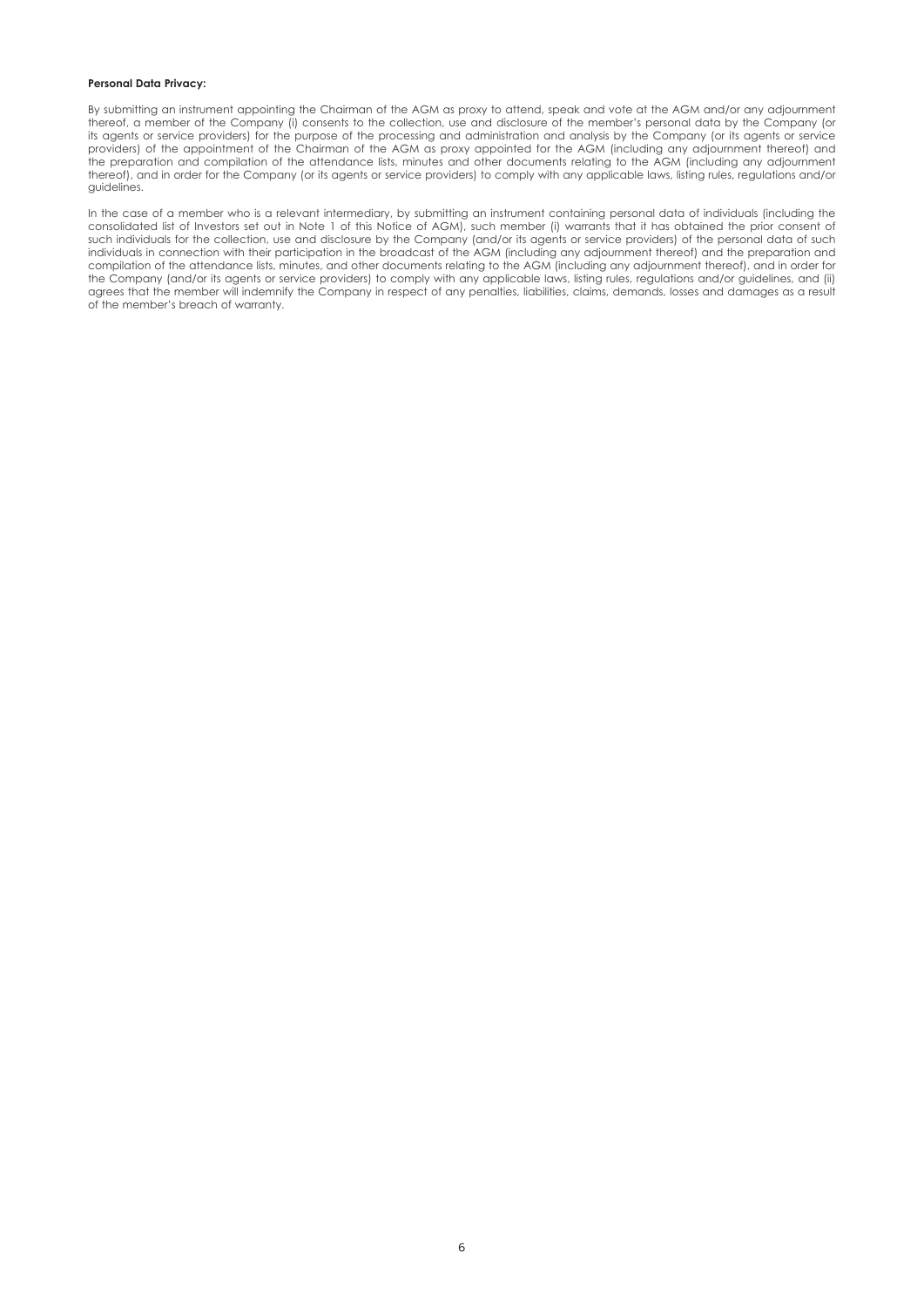**Personal Data Privacy:**

By submitting an instrument appointing the Chairman of the AGM as proxy to attend, speak and vote at the AGM and/or any adjournment thereof, a member of the Company (i) consents to the collection, use and disclosure of the member's personal data by the Company (or its agents or service providers) for the purpose of the processing and administration and analysis by the Company (or its agents or service providers) of the appointment of the Chairman of the AGM as proxy appointed for the AGM (including any adjournment thereof) and the preparation and compilation of the attendance lists, minutes and other documents relating to the AGM (including any adjournment thereof), and in order for the Company (or its agents or service providers) to comply with any applicable laws, listing rules, regulations and/or guidelines.

In the case of a member who is a relevant intermediary, by submitting an instrument containing personal data of individuals (including the consolidated list of Investors set out in Note 1 of this Notice of AGM), such member (i) warrants that it has obtained the prior consent of such individuals for the collection, use and disclosure by the Company (and/or its agents or service providers) of the personal data of such individuals in connection with their participation in the broadcast of the AGM (including any adjournment thereof) and the preparation and compilation of the attendance lists, minutes, and other documents relating to the AGM (including any adjournment thereof), and in order for the Company (and/or its agents or service providers) to comply with any applicable laws, listing rules, regulations and/or guidelines, and (ii) agrees that the member will indemnify the Company in respect of any penalties, liabilities, claims, demands, losses and damages as a result of the member's breach of warranty.